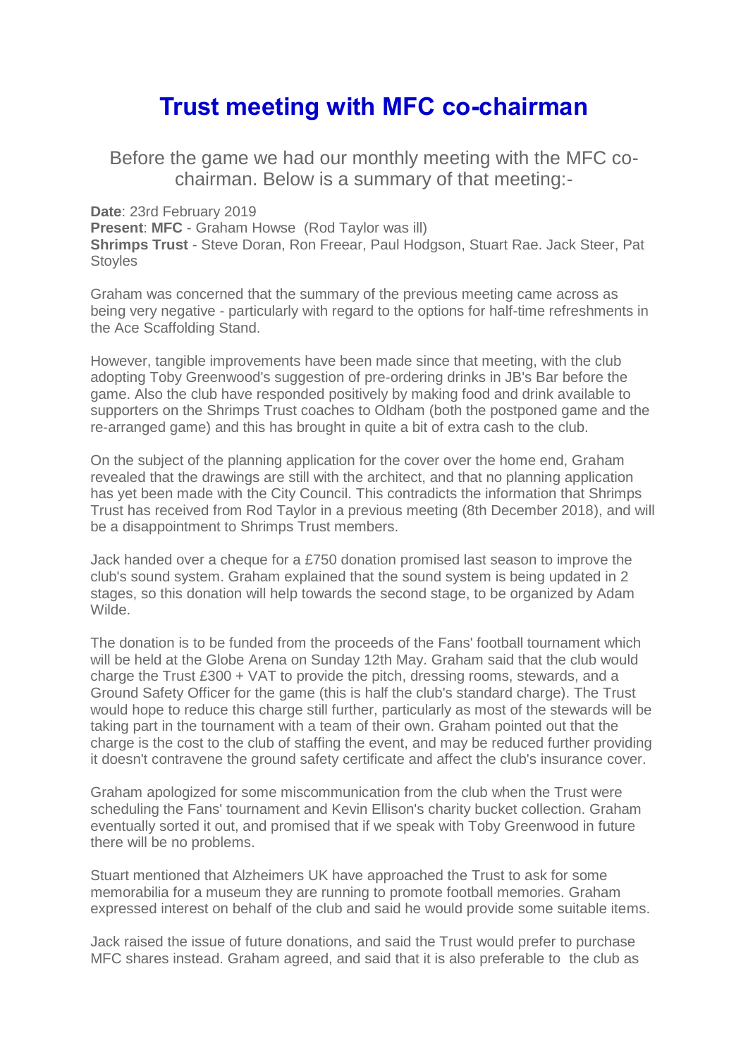# Trust meeting with MFC co-chairman

Before the game we had our monthly meeting with the MFC co-chairman. Below is a summary of that meeting:-

**Date**: 23rd February 2019
**Present**: **MFC** - Graham Howse (Rod Taylor was ill)
**Shrimps Trust** - Steve Doran, Ron Freear, Paul Hodgson, Stuart Rae. Jack Steer, Pat Stoyles

Graham was concerned that the summary of the previous meeting came across as being very negative - particularly with regard to the options for half-time refreshments in the Ace Scaffolding Stand.

However, tangible improvements have been made since that meeting, with the club adopting Toby Greenwood's suggestion of pre-ordering drinks in JB's Bar before the game. Also the club have responded positively by making food and drink available to supporters on the Shrimps Trust coaches to Oldham (both the postponed game and the re-arranged game) and this has brought in quite a bit of extra cash to the club.

On the subject of the planning application for the cover over the home end, Graham revealed that the drawings are still with the architect, and that no planning application has yet been made with the City Council. This contradicts the information that Shrimps Trust has received from Rod Taylor in a previous meeting (8th December 2018), and will be a disappointment to Shrimps Trust members.

Jack handed over a cheque for a £750 donation promised last season to improve the club's sound system. Graham explained that the sound system is being updated in 2 stages, so this donation will help towards the second stage, to be organized by Adam Wilde.

The donation is to be funded from the proceeds of the Fans' football tournament which will be held at the Globe Arena on Sunday 12th May. Graham said that the club would charge the Trust £300 + VAT to provide the pitch, dressing rooms, stewards, and a Ground Safety Officer for the game (this is half the club's standard charge). The Trust would hope to reduce this charge still further, particularly as most of the stewards will be taking part in the tournament with a team of their own. Graham pointed out that the charge is the cost to the club of staffing the event, and may be reduced further providing it doesn't contravene the ground safety certificate and affect the club's insurance cover.

Graham apologized for some miscommunication from the club when the Trust were scheduling the Fans' tournament and Kevin Ellison's charity bucket collection. Graham eventually sorted it out, and promised that if we speak with Toby Greenwood in future there will be no problems.

Stuart mentioned that Alzheimers UK have approached the Trust to ask for some memorabilia for a museum they are running to promote football memories. Graham expressed interest on behalf of the club and said he would provide some suitable items.

Jack raised the issue of future donations, and said the Trust would prefer to purchase MFC shares instead. Graham agreed, and said that it is also preferable to the club as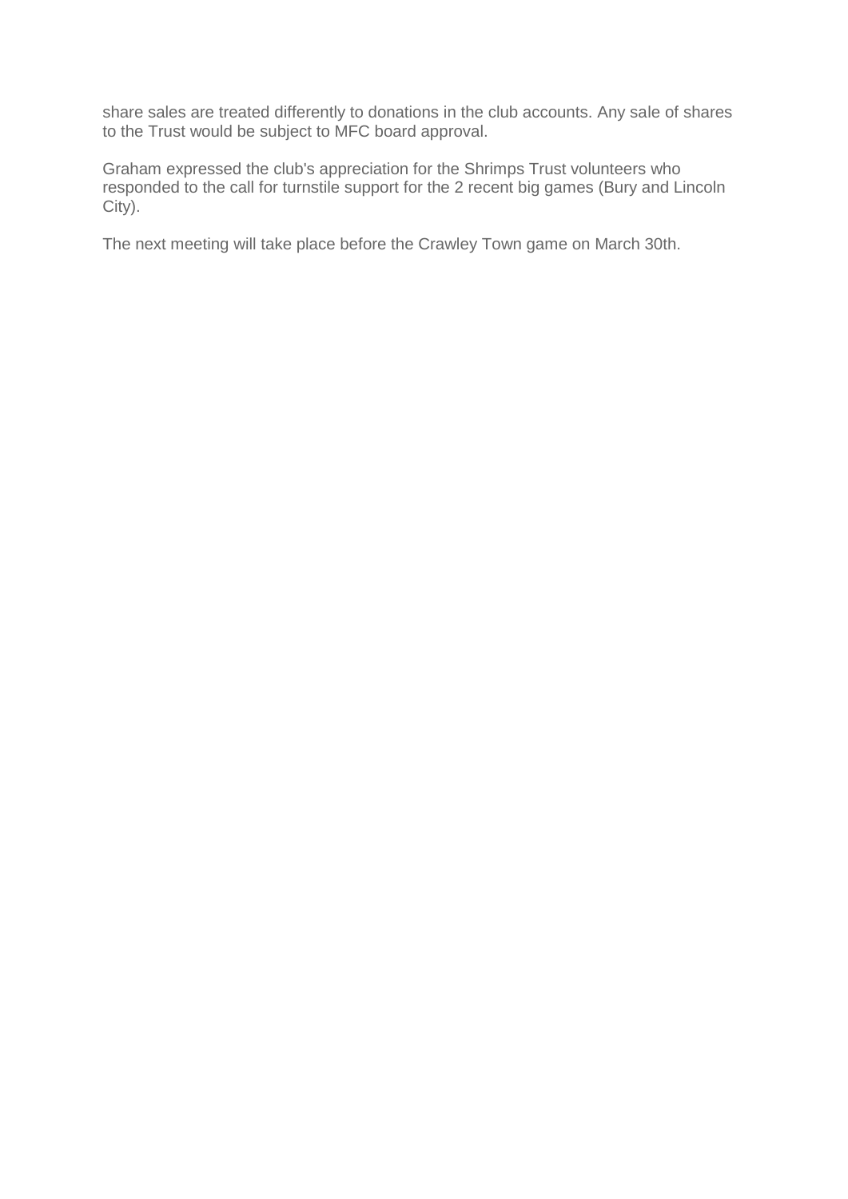share sales are treated differently to donations in the club accounts. Any sale of shares to the Trust would be subject to MFC board approval.

Graham expressed the club's appreciation for the Shrimps Trust volunteers who responded to the call for turnstile support for the 2 recent big games (Bury and Lincoln City).

The next meeting will take place before the Crawley Town game on March 30th.